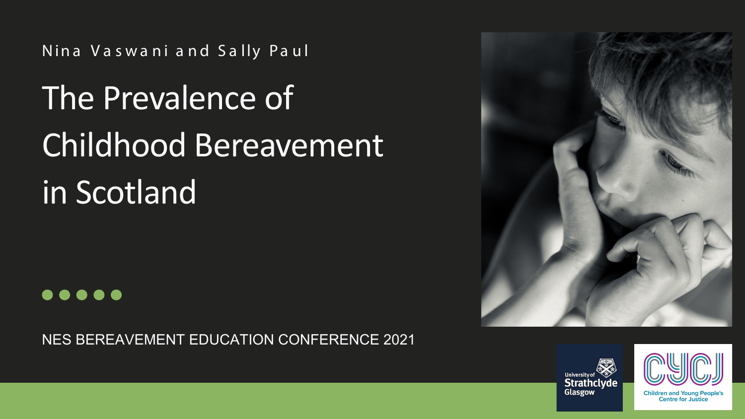Nina Vaswani and Sally Paul

# The Prevalence of Childhood Bereavement in Scotland

NES BEREAVEMENT EDUCATION CONFERENCE 2021

University of Strathclyde Glasgow

CYCJ Children and Young People's Centre for Justice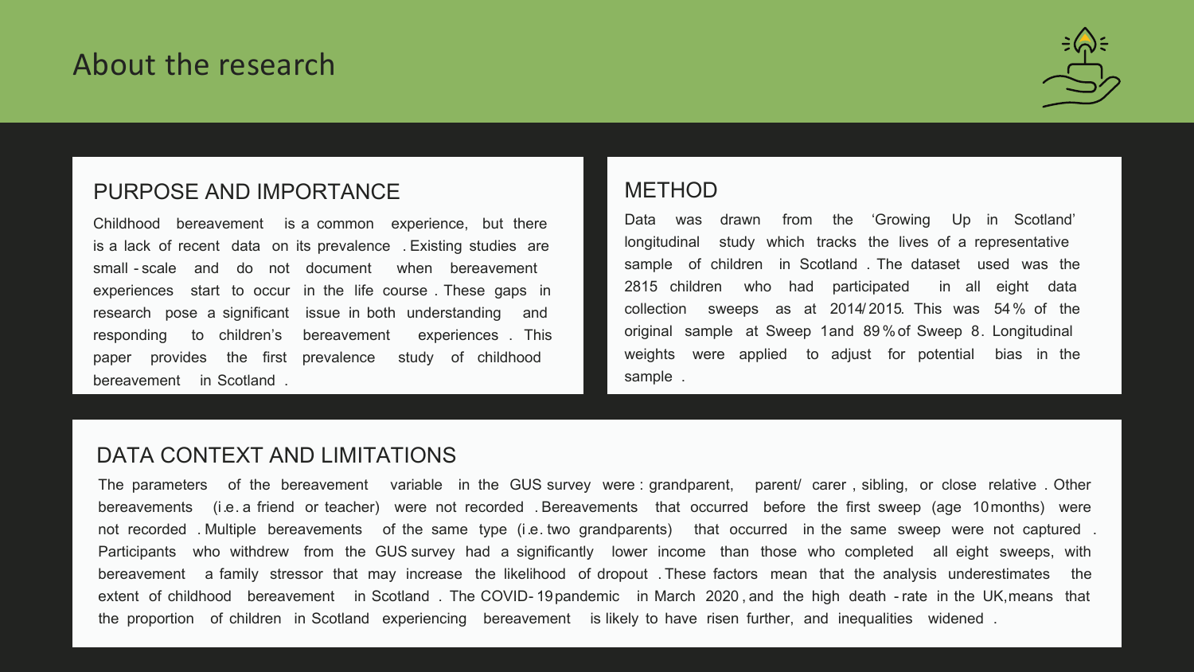# About the research

## PURPOSE AND IMPORTANCE

Childhood bereavement is a common experience, but there is a lack of recent data on its prevalence. Existing studies are small-scale and do not document when bereavement experiences start to occur in the life course. These gaps in research pose a significant issue in both understanding and responding to children's bereavement experiences. This paper provides the first prevalence study of childhood bereavement in Scotland.

## METHOD

Data was drawn from the 'Growing Up in Scotland' longitudinal study which tracks the lives of a representative sample of children in Scotland. The dataset used was the 2815 children who had participated in all eight data collection sweeps as at 2014/2015. This was 54% of the original sample at Sweep 1 and 89% of Sweep 8. Longitudinal weights were applied to adjust for potential bias in the sample.

## DATA CONTEXT AND LIMITATIONS

The parameters of the bereavement variable in the GUS survey were: grandparent, parent/carer, sibling, or close relative. Other bereavements (i.e. a friend or teacher) were not recorded. Bereavements that occurred before the first sweep (age 10 months) were not recorded. Multiple bereavements of the same type (i.e. two grandparents) that occurred in the same sweep were not captured. Participants who withdrew from the GUS survey had a significantly lower income than those who completed all eight sweeps, with bereavement a family stressor that may increase the likelihood of dropout. These factors mean that the analysis underestimates the extent of childhood bereavement in Scotland. The COVID-19 pandemic in March 2020, and the high death-rate in the UK, means that the proportion of children in Scotland experiencing bereavement is likely to have risen further, and inequalities widened.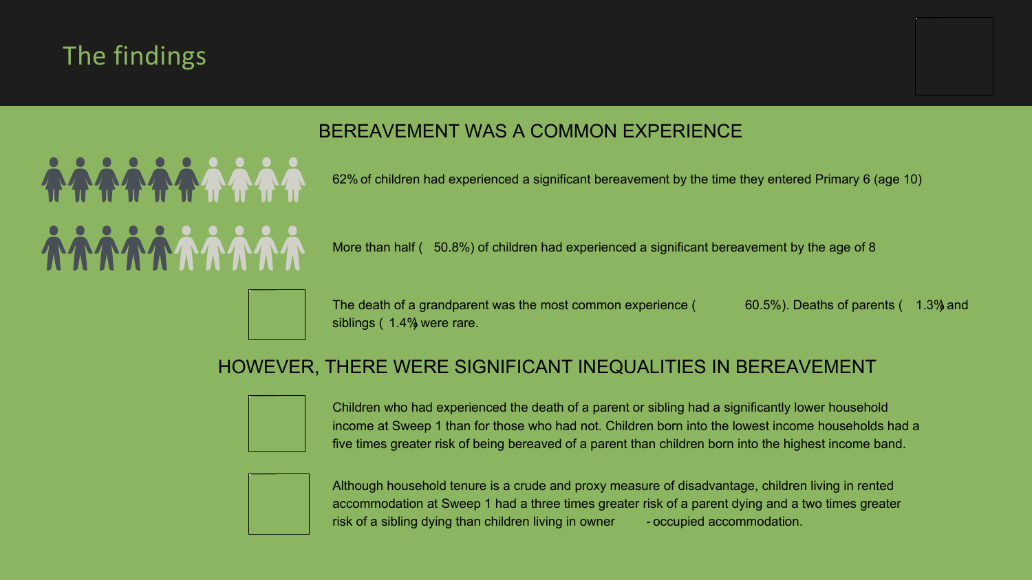# The findings

## BEREAVEMENT WAS A COMMON EXPERIENCE

62% of children had experienced a significant bereavement by the time they entered Primary 6 (age 10)

More than half (50.8%) of children had experienced a significant bereavement by the age of 8

The death of a grandparent was the most common experience (60.5%). Deaths of parents (1.3%) and siblings (1.4%) were rare.

## HOWEVER, THERE WERE SIGNIFICANT INEQUALITIES IN BEREAVEMENT

Children who had experienced the death of a parent or sibling had a significantly lower household income at Sweep 1 than for those who had not. Children born into the lowest income households had a five times greater risk of being bereaved of a parent than children born into the highest income band.

Although household tenure is a crude and proxy measure of disadvantage, children living in rented accommodation at Sweep 1 had a three times greater risk of a parent dying and a two times greater risk of a sibling dying than children living in owner-occupied accommodation.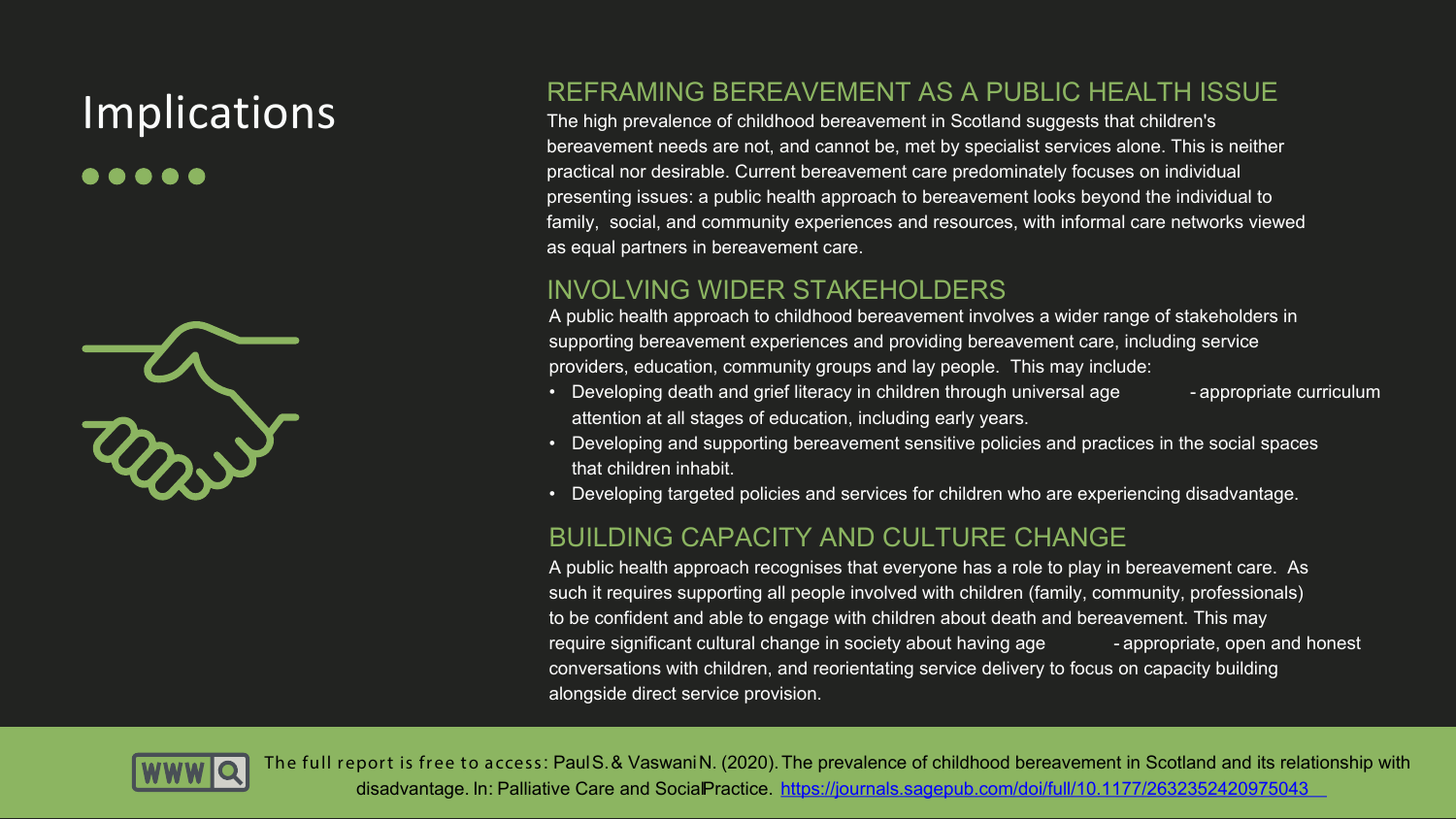# Implications

## REFRAMING BEREAVEMENT AS A PUBLIC HEALTH ISSUE

The high prevalence of childhood bereavement in Scotland suggests that children's bereavement needs are not, and cannot be, met by specialist services alone. This is neither practical nor desirable. Current bereavement care predominately focuses on individual presenting issues: a public health approach to bereavement looks beyond the individual to family, social, and community experiences and resources, with informal care networks viewed as equal partners in bereavement care.

## INVOLVING WIDER STAKEHOLDERS

A public health approach to childhood bereavement involves a wider range of stakeholders in supporting bereavement experiences and providing bereavement care, including service providers, education, community groups and lay people. This may include:

- Developing death and grief literacy in children through universal age-appropriate curriculum attention at all stages of education, including early years.
- Developing and supporting bereavement sensitive policies and practices in the social spaces that children inhabit.
- Developing targeted policies and services for children who are experiencing disadvantage.

## BUILDING CAPACITY AND CULTURE CHANGE

A public health approach recognises that everyone has a role to play in bereavement care. As such it requires supporting all people involved with children (family, community, professionals) to be confident and able to engage with children about death and bereavement. This may require significant cultural change in society about having age-appropriate, open and honest conversations with children, and reorientating service delivery to focus on capacity building alongside direct service provision.

The full report is free to access: Paul S. & Vaswani N. (2020). The prevalence of childhood bereavement in Scotland and its relationship with disadvantage. In: Palliative Care and Social Practice. https://journals.sagepub.com/doi/full/10.1177/2632352420975043